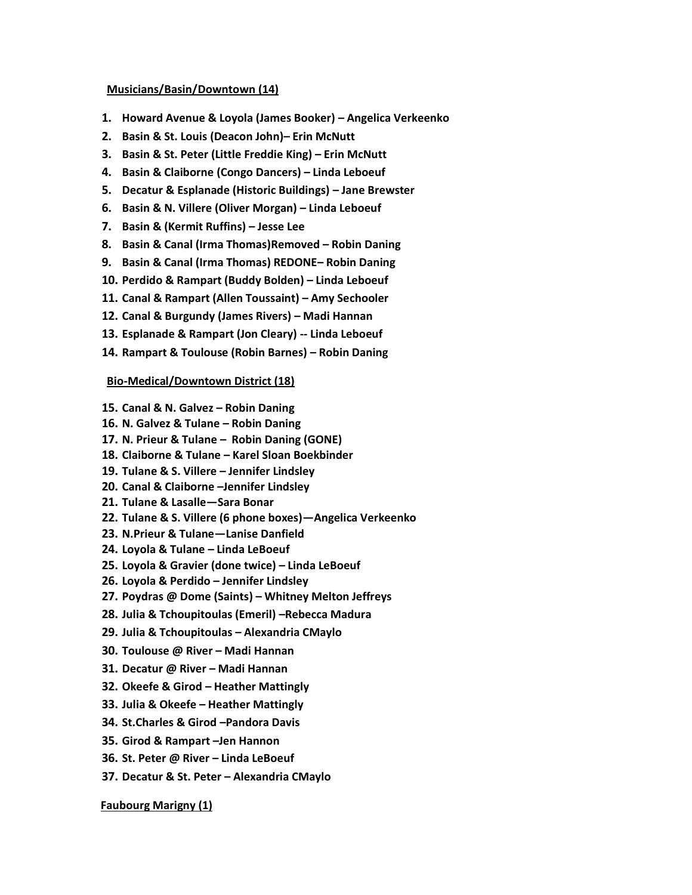**Musicians/Basin/Downtown (14)**

1. **Howard Avenue & Loyola (James Booker) – Angelica Verkeenko**
2. **Basin & St. Louis (Deacon John)– Erin McNutt**
3. **Basin & St. Peter (Little Freddie King) – Erin McNutt**
4. **Basin & Claiborne (Congo Dancers) – Linda Leboeuf**
5. **Decatur & Esplanade (Historic Buildings) – Jane Brewster**
6. **Basin & N. Villere (Oliver Morgan) – Linda Leboeuf**
7. **Basin & (Kermit Ruffins) – Jesse Lee**
8. **Basin & Canal (Irma Thomas)Removed – Robin Daning**
9. **Basin & Canal (Irma Thomas) REDONE– Robin Daning**
10. **Perdido & Rampart (Buddy Bolden) – Linda Leboeuf**
11. **Canal & Rampart (Allen Toussaint) – Amy Sechooler**
12. **Canal & Burgundy (James Rivers) – Madi Hannan**
13. **Esplanade & Rampart (Jon Cleary) -- Linda Leboeuf**
14. **Rampart & Toulouse (Robin Barnes) – Robin Daning**

**Bio-Medical/Downtown District (18)**

15. **Canal & N. Galvez – Robin Daning**
16. **N. Galvez & Tulane – Robin Daning**
17. **N. Prieur & Tulane – Robin Daning (GONE)**
18. **Claiborne & Tulane – Karel Sloan Boekbinder**
19. **Tulane & S. Villere – Jennifer Lindsley**
20. **Canal & Claiborne –Jennifer Lindsley**
21. **Tulane & Lasalle—Sara Bonar**
22. **Tulane & S. Villere (6 phone boxes)—Angelica Verkeenko**
23. **N.Prieur & Tulane—Lanise Danfield**
24. **Loyola & Tulane – Linda LeBoeuf**
25. **Loyola & Gravier (done twice) – Linda LeBoeuf**
26. **Loyola & Perdido – Jennifer Lindsley**
27. **Poydras @ Dome (Saints) – Whitney Melton Jeffreys**
28. **Julia & Tchoupitoulas (Emeril) –Rebecca Madura**
29. **Julia & Tchoupitoulas – Alexandria CMaylo**
30. **Toulouse @ River – Madi Hannan**
31. **Decatur @ River – Madi Hannan**
32. **Okeefe & Girod – Heather Mattingly**
33. **Julia & Okeefe – Heather Mattingly**
34. **St.Charles & Girod –Pandora Davis**
35. **Girod & Rampart –Jen Hannon**
36. **St. Peter @ River – Linda LeBoeuf**
37. **Decatur & St. Peter – Alexandria CMaylo**

**Faubourg Marigny (1)**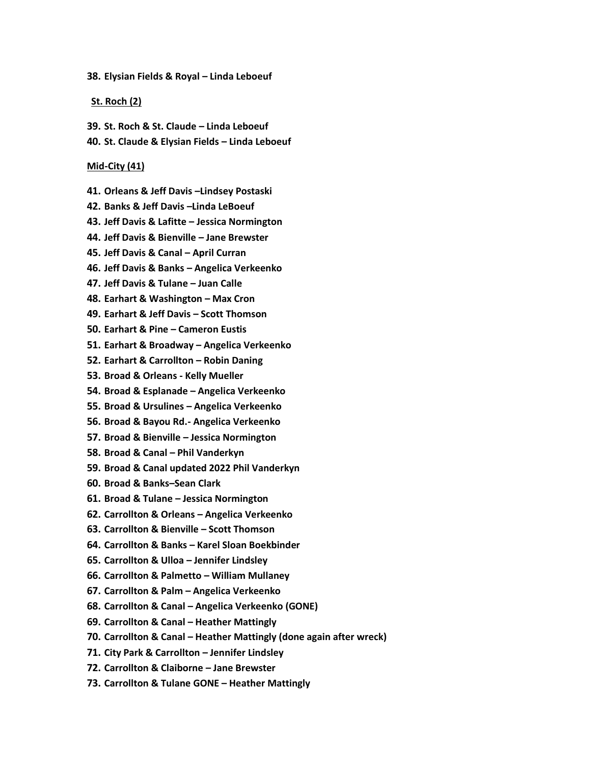**38. Elysian Fields & Royal – Linda Leboeuf**

**St. Roch (2)**

**39. St. Roch & St. Claude – Linda Leboeuf**
**40. St. Claude & Elysian Fields – Linda Leboeuf**

**Mid-City (41)**

**41. Orleans & Jeff Davis –Lindsey Postaski**
**42. Banks & Jeff Davis –Linda LeBoeuf**
**43. Jeff Davis & Lafitte – Jessica Normington**
**44. Jeff Davis & Bienville – Jane Brewster**
**45. Jeff Davis & Canal – April Curran**
**46. Jeff Davis & Banks – Angelica Verkeenko**
**47. Jeff Davis & Tulane – Juan Calle**
**48. Earhart & Washington – Max Cron**
**49. Earhart & Jeff Davis – Scott Thomson**
**50. Earhart & Pine – Cameron Eustis**
**51. Earhart & Broadway – Angelica Verkeenko**
**52. Earhart & Carrollton – Robin Daning**
**53. Broad & Orleans - Kelly Mueller**
**54. Broad & Esplanade – Angelica Verkeenko**
**55. Broad & Ursulines – Angelica Verkeenko**
**56. Broad & Bayou Rd.- Angelica Verkeenko**
**57. Broad & Bienville – Jessica Normington**
**58. Broad & Canal – Phil Vanderkyn**
**59. Broad & Canal updated 2022 Phil Vanderkyn**
**60. Broad & Banks–Sean Clark**
**61. Broad & Tulane – Jessica Normington**
**62. Carrollton & Orleans – Angelica Verkeenko**
**63. Carrollton & Bienville – Scott Thomson**
**64. Carrollton & Banks – Karel Sloan Boekbinder**
**65. Carrollton & Ulloa – Jennifer Lindsley**
**66. Carrollton & Palmetto – William Mullaney**
**67. Carrollton & Palm – Angelica Verkeenko**
**68. Carrollton & Canal – Angelica Verkeenko (GONE)**
**69. Carrollton & Canal – Heather Mattingly**
**70. Carrollton & Canal – Heather Mattingly (done again after wreck)**
**71. City Park & Carrollton – Jennifer Lindsley**
**72. Carrollton & Claiborne – Jane Brewster**
**73. Carrollton & Tulane GONE – Heather Mattingly**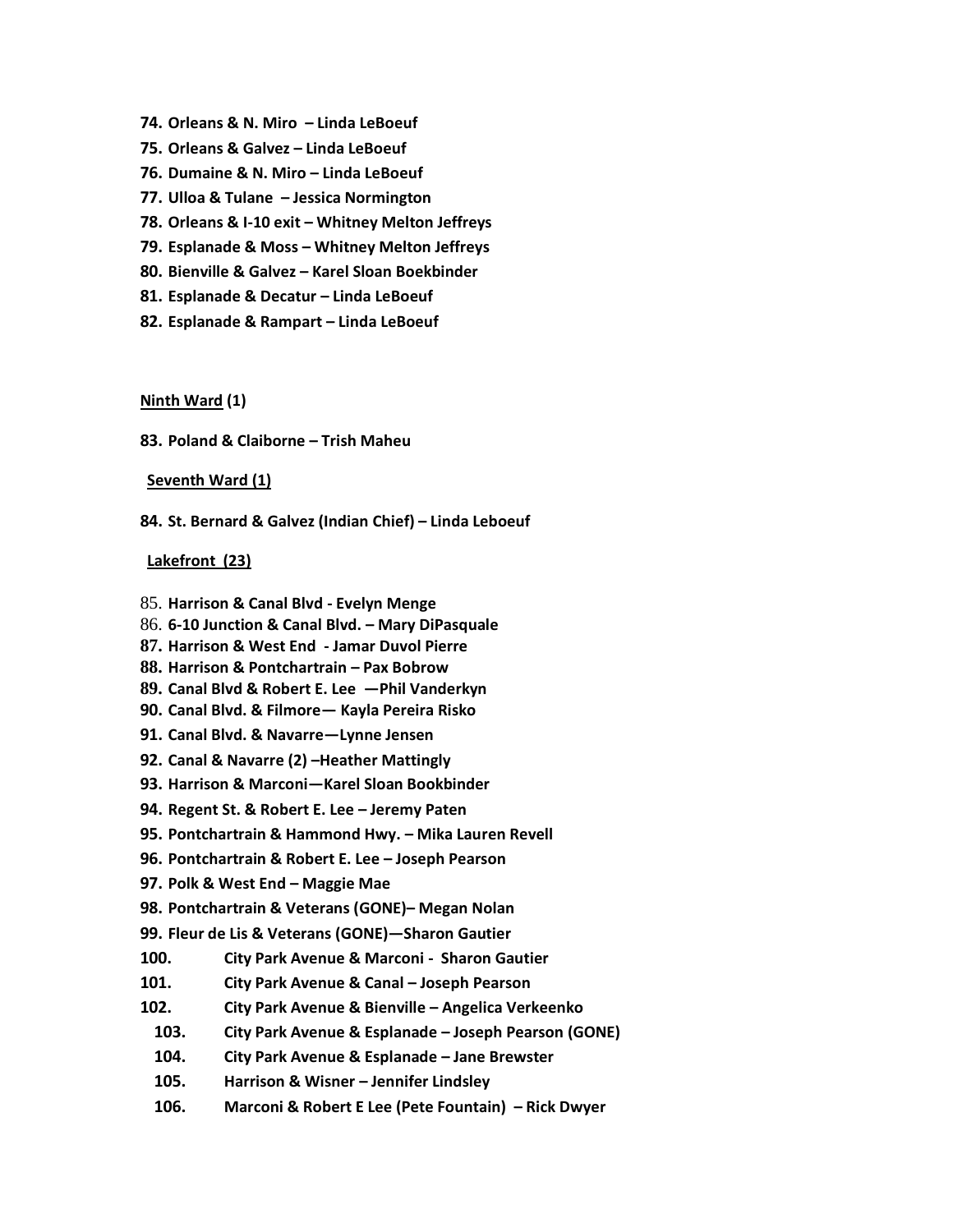74. **Orleans & N. Miro – Linda LeBoeuf**
75. **Orleans & Galvez – Linda LeBoeuf**
76. **Dumaine & N. Miro – Linda LeBoeuf**
77. **Ulloa & Tulane – Jessica Normington**
78. **Orleans & I-10 exit – Whitney Melton Jeffreys**
79. **Esplanade & Moss – Whitney Melton Jeffreys**
80. **Bienville & Galvez – Karel Sloan Boekbinder**
81. **Esplanade & Decatur – Linda LeBoeuf**
82. **Esplanade & Rampart – Linda LeBoeuf**

**Ninth Ward (1)**

83. **Poland & Claiborne – Trish Maheu**

**Seventh Ward (1)**

84. **St. Bernard & Galvez (Indian Chief) – Linda Leboeuf**

**Lakefront (23)**

85. **Harrison & Canal Blvd - Evelyn Menge**
86. **6-10 Junction & Canal Blvd. – Mary DiPasquale**
87. **Harrison & West End - Jamar Duvol Pierre**
88. **Harrison & Pontchartrain – Pax Bobrow**
89. **Canal Blvd & Robert E. Lee —Phil Vanderkyn**
90. **Canal Blvd. & Filmore— Kayla Pereira Risko**
91. **Canal Blvd. & Navarre—Lynne Jensen**
92. **Canal & Navarre (2) –Heather Mattingly**
93. **Harrison & Marconi—Karel Sloan Bookbinder**
94. **Regent St. & Robert E. Lee – Jeremy Paten**
95. **Pontchartrain & Hammond Hwy. – Mika Lauren Revell**
96. **Pontchartrain & Robert E. Lee – Joseph Pearson**
97. **Polk & West End – Maggie Mae**
98. **Pontchartrain & Veterans (GONE)– Megan Nolan**
99. **Fleur de Lis & Veterans (GONE)—Sharon Gautier**
100. **City Park Avenue & Marconi - Sharon Gautier**
101. **City Park Avenue & Canal – Joseph Pearson**
102. **City Park Avenue & Bienville – Angelica Verkeenko**
103. **City Park Avenue & Esplanade – Joseph Pearson (GONE)**
104. **City Park Avenue & Esplanade – Jane Brewster**
105. **Harrison & Wisner – Jennifer Lindsley**
106. **Marconi & Robert E Lee (Pete Fountain) – Rick Dwyer**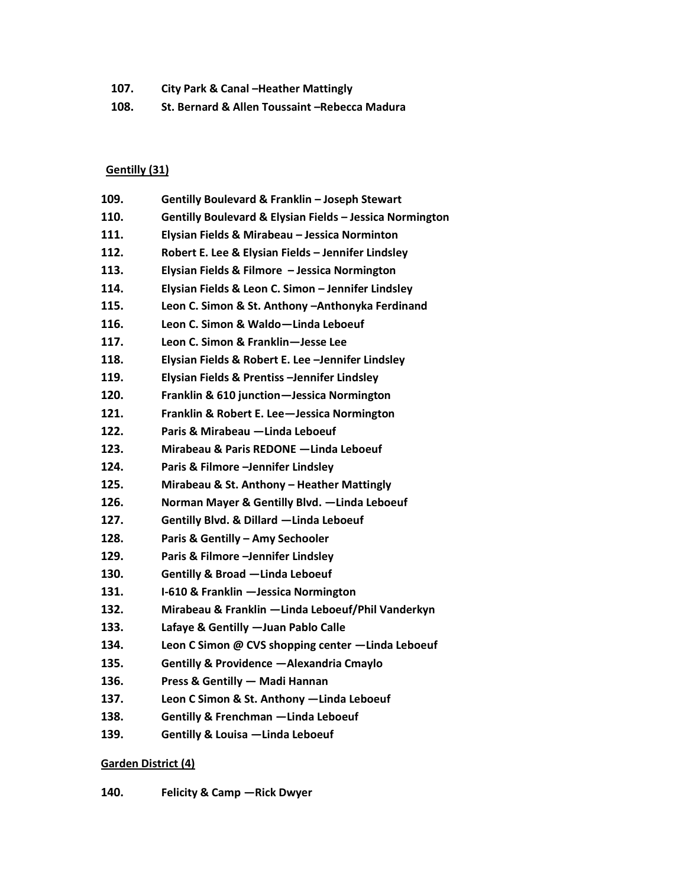**107.** **City Park & Canal –Heather Mattingly**

**108.** **St. Bernard & Allen Toussaint –Rebecca Madura**

**Gentilly (31)**

**109.** **Gentilly Boulevard & Franklin – Joseph Stewart**

**110.** **Gentilly Boulevard & Elysian Fields – Jessica Normington**

**111.** **Elysian Fields & Mirabeau – Jessica Norminton**

**112.** **Robert E. Lee & Elysian Fields – Jennifer Lindsley**

**113.** **Elysian Fields & Filmore – Jessica Normington**

**114.** **Elysian Fields & Leon C. Simon – Jennifer Lindsley**

**115.** **Leon C. Simon & St. Anthony –Anthonyka Ferdinand**

**116.** **Leon C. Simon & Waldo—Linda Leboeuf**

**117.** **Leon C. Simon & Franklin—Jesse Lee**

**118.** **Elysian Fields & Robert E. Lee –Jennifer Lindsley**

**119.** **Elysian Fields & Prentiss –Jennifer Lindsley**

**120.** **Franklin & 610 junction—Jessica Normington**

**121.** **Franklin & Robert E. Lee—Jessica Normington**

**122.** **Paris & Mirabeau —Linda Leboeuf**

**123.** **Mirabeau & Paris REDONE —Linda Leboeuf**

**124.** **Paris & Filmore –Jennifer Lindsley**

**125.** **Mirabeau & St. Anthony – Heather Mattingly**

**126.** **Norman Mayer & Gentilly Blvd. —Linda Leboeuf**

**127.** **Gentilly Blvd. & Dillard —Linda Leboeuf**

**128.** **Paris & Gentilly – Amy Sechooler**

**129.** **Paris & Filmore –Jennifer Lindsley**

**130.** **Gentilly & Broad —Linda Leboeuf**

**131.** **I-610 & Franklin —Jessica Normington**

**132.** **Mirabeau & Franklin —Linda Leboeuf/Phil Vanderkyn**

**133.** **Lafaye & Gentilly —Juan Pablo Calle**

**134.** **Leon C Simon @ CVS shopping center —Linda Leboeuf**

**135.** **Gentilly & Providence —Alexandria Cmaylo**

**136.** **Press & Gentilly — Madi Hannan**

**137.** **Leon C Simon & St. Anthony —Linda Leboeuf**

**138.** **Gentilly & Frenchman —Linda Leboeuf**

**139.** **Gentilly & Louisa —Linda Leboeuf**

**Garden District (4)**

**140.** **Felicity & Camp —Rick Dwyer**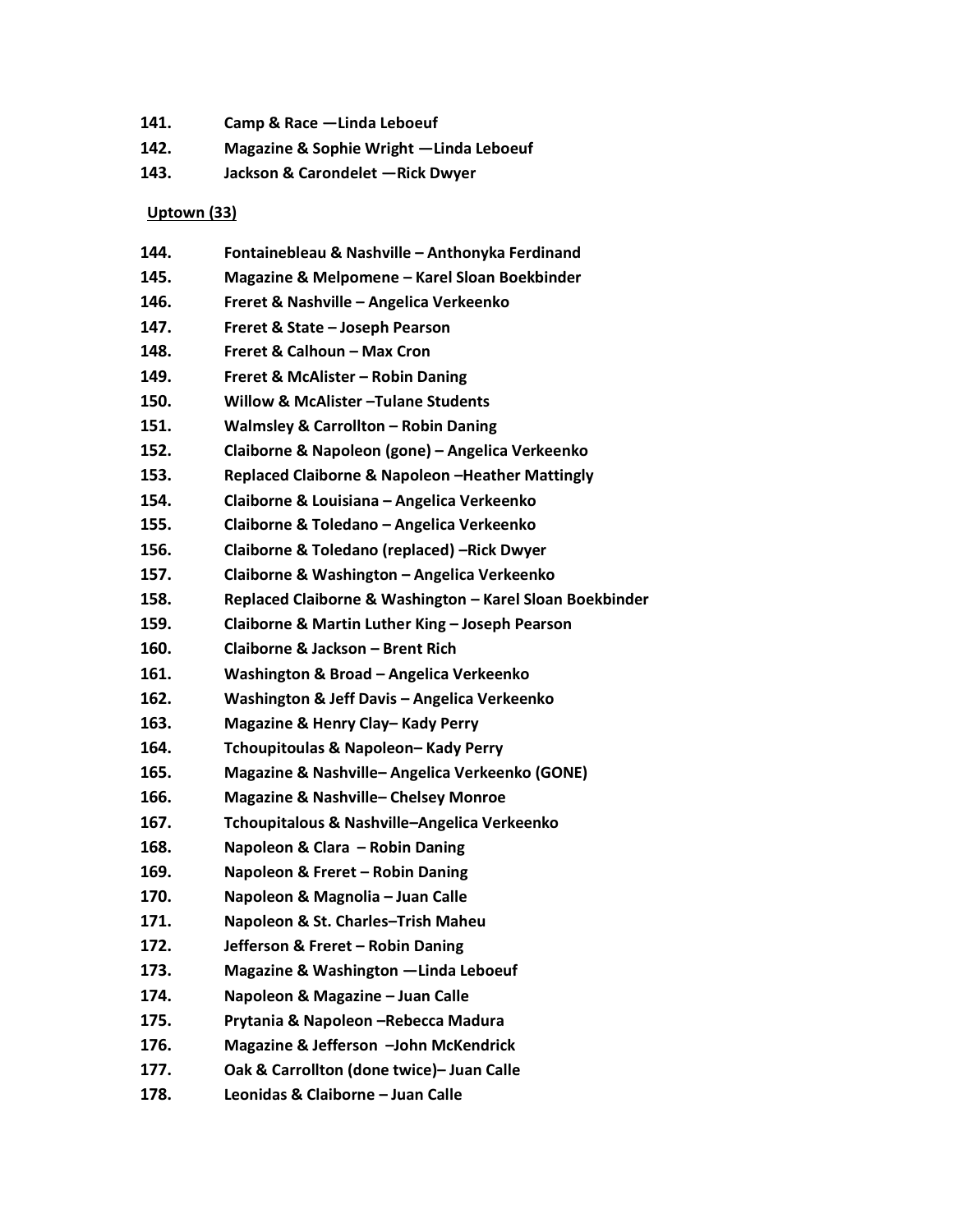**141.** **Camp & Race —Linda Leboeuf**

**142.** **Magazine & Sophie Wright —Linda Leboeuf**

**143.** **Jackson & Carondelet —Rick Dwyer**

**Uptown (33)**

**144.** **Fontainebleau & Nashville – Anthonyka Ferdinand**

**145.** **Magazine & Melpomene – Karel Sloan Boekbinder**

**146.** **Freret & Nashville – Angelica Verkeenko**

**147.** **Freret & State – Joseph Pearson**

**148.** **Freret & Calhoun – Max Cron**

**149.** **Freret & McAlister – Robin Daning**

**150.** **Willow & McAlister –Tulane Students**

**151.** **Walmsley & Carrollton – Robin Daning**

**152.** **Claiborne & Napoleon (gone) – Angelica Verkeenko**

**153.** **Replaced Claiborne & Napoleon –Heather Mattingly**

**154.** **Claiborne & Louisiana – Angelica Verkeenko**

**155.** **Claiborne & Toledano – Angelica Verkeenko**

**156.** **Claiborne & Toledano (replaced) –Rick Dwyer**

**157.** **Claiborne & Washington – Angelica Verkeenko**

**158.** **Replaced Claiborne & Washington – Karel Sloan Boekbinder**

**159.** **Claiborne & Martin Luther King – Joseph Pearson**

**160.** **Claiborne & Jackson – Brent Rich**

**161.** **Washington & Broad – Angelica Verkeenko**

**162.** **Washington & Jeff Davis – Angelica Verkeenko**

**163.** **Magazine & Henry Clay– Kady Perry**

**164.** **Tchoupitoulas & Napoleon– Kady Perry**

**165.** **Magazine & Nashville– Angelica Verkeenko (GONE)**

**166.** **Magazine & Nashville– Chelsey Monroe**

**167.** **Tchoupitalous & Nashville–Angelica Verkeenko**

**168.** **Napoleon & Clara – Robin Daning**

**169.** **Napoleon & Freret – Robin Daning**

**170.** **Napoleon & Magnolia – Juan Calle**

**171.** **Napoleon & St. Charles–Trish Maheu**

**172.** **Jefferson & Freret – Robin Daning**

**173.** **Magazine & Washington —Linda Leboeuf**

**174.** **Napoleon & Magazine – Juan Calle**

**175.** **Prytania & Napoleon –Rebecca Madura**

**176.** **Magazine & Jefferson –John McKendrick**

**177.** **Oak & Carrollton (done twice)– Juan Calle**

**178.** **Leonidas & Claiborne – Juan Calle**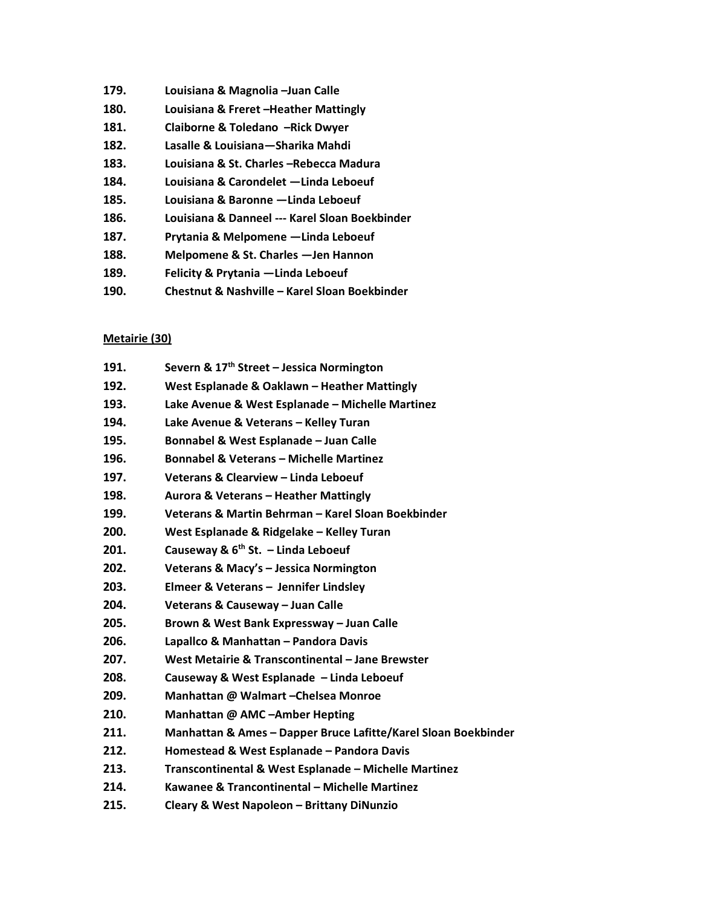**179. Louisiana & Magnolia –Juan Calle**
**180. Louisiana & Freret –Heather Mattingly**
**181. Claiborne & Toledano –Rick Dwyer**
**182. Lasalle & Louisiana—Sharika Mahdi**
**183. Louisiana & St. Charles –Rebecca Madura**
**184. Louisiana & Carondelet —Linda Leboeuf**
**185. Louisiana & Baronne —Linda Leboeuf**
**186. Louisiana & Danneel --- Karel Sloan Boekbinder**
**187. Prytania & Melpomene —Linda Leboeuf**
**188. Melpomene & St. Charles —Jen Hannon**
**189. Felicity & Prytania —Linda Leboeuf**
**190. Chestnut & Nashville – Karel Sloan Boekbinder**

**Metairie (30)**

**191. Severn & 17th Street – Jessica Normington**
**192. West Esplanade & Oaklawn – Heather Mattingly**
**193. Lake Avenue & West Esplanade – Michelle Martinez**
**194. Lake Avenue & Veterans – Kelley Turan**
**195. Bonnabel & West Esplanade – Juan Calle**
**196. Bonnabel & Veterans – Michelle Martinez**
**197. Veterans & Clearview – Linda Leboeuf**
**198. Aurora & Veterans – Heather Mattingly**
**199. Veterans & Martin Behrman – Karel Sloan Boekbinder**
**200. West Esplanade & Ridgelake – Kelley Turan**
**201. Causeway & 6th St. – Linda Leboeuf**
**202. Veterans & Macy's – Jessica Normington**
**203. Elmeer & Veterans – Jennifer Lindsley**
**204. Veterans & Causeway – Juan Calle**
**205. Brown & West Bank Expressway – Juan Calle**
**206. Lapallco & Manhattan – Pandora Davis**
**207. West Metairie & Transcontinental – Jane Brewster**
**208. Causeway & West Esplanade – Linda Leboeuf**
**209. Manhattan @ Walmart –Chelsea Monroe**
**210. Manhattan @ AMC –Amber Hepting**
**211. Manhattan & Ames – Dapper Bruce Lafitte/Karel Sloan Boekbinder**
**212. Homestead & West Esplanade – Pandora Davis**
**213. Transcontinental & West Esplanade – Michelle Martinez**
**214. Kawanee & Trancontinental – Michelle Martinez**
**215. Cleary & West Napoleon – Brittany DiNunzio**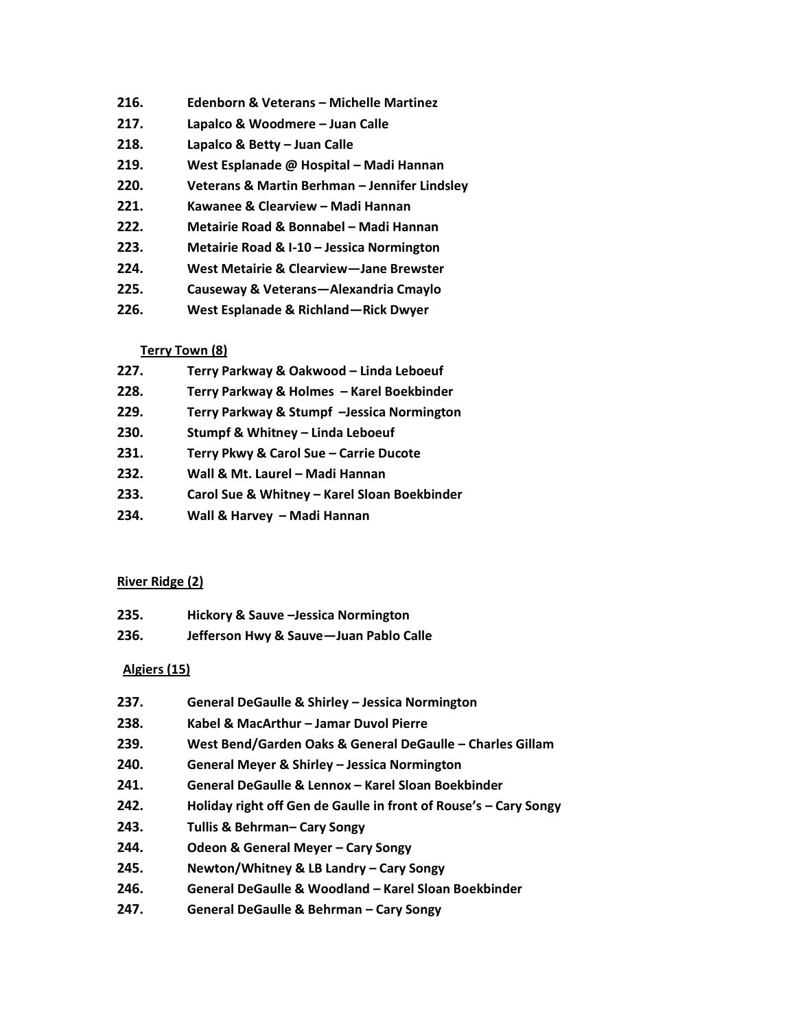**216.** **Edenborn & Veterans – Michelle Martinez**

**217.** **Lapalco & Woodmere – Juan Calle**

**218.** **Lapalco & Betty – Juan Calle**

**219.** **West Esplanade @ Hospital – Madi Hannan**

**220.** **Veterans & Martin Berhman – Jennifer Lindsley**

**221.** **Kawanee & Clearview – Madi Hannan**

**222.** **Metairie Road & Bonnabel – Madi Hannan**

**223.** **Metairie Road & I-10 – Jessica Normington**

**224.** **West Metairie & Clearview—Jane Brewster**

**225.** **Causeway & Veterans—Alexandria Cmaylo**

**226.** **West Esplanade & Richland—Rick Dwyer**

**Terry Town (8)**

**227.** **Terry Parkway & Oakwood – Linda Leboeuf**

**228.** **Terry Parkway & Holmes – Karel Boekbinder**

**229.** **Terry Parkway & Stumpf –Jessica Normington**

**230.** **Stumpf & Whitney – Linda Leboeuf**

**231.** **Terry Pkwy & Carol Sue – Carrie Ducote**

**232.** **Wall & Mt. Laurel – Madi Hannan**

**233.** **Carol Sue & Whitney – Karel Sloan Boekbinder**

**234.** **Wall & Harvey – Madi Hannan**

**River Ridge (2)**

**235.** **Hickory & Sauve –Jessica Normington**

**236.** **Jefferson Hwy & Sauve—Juan Pablo Calle**

**Algiers (15)**

**237.** **General DeGaulle & Shirley – Jessica Normington**

**238.** **Kabel & MacArthur – Jamar Duvol Pierre**

**239.** **West Bend/Garden Oaks & General DeGaulle – Charles Gillam**

**240.** **General Meyer & Shirley – Jessica Normington**

**241.** **General DeGaulle & Lennox – Karel Sloan Boekbinder**

**242.** **Holiday right off Gen de Gaulle in front of Rouse's – Cary Songy**

**243.** **Tullis & Behrman– Cary Songy**

**244.** **Odeon & General Meyer – Cary Songy**

**245.** **Newton/Whitney & LB Landry – Cary Songy**

**246.** **General DeGaulle & Woodland – Karel Sloan Boekbinder**

**247.** **General DeGaulle & Behrman – Cary Songy**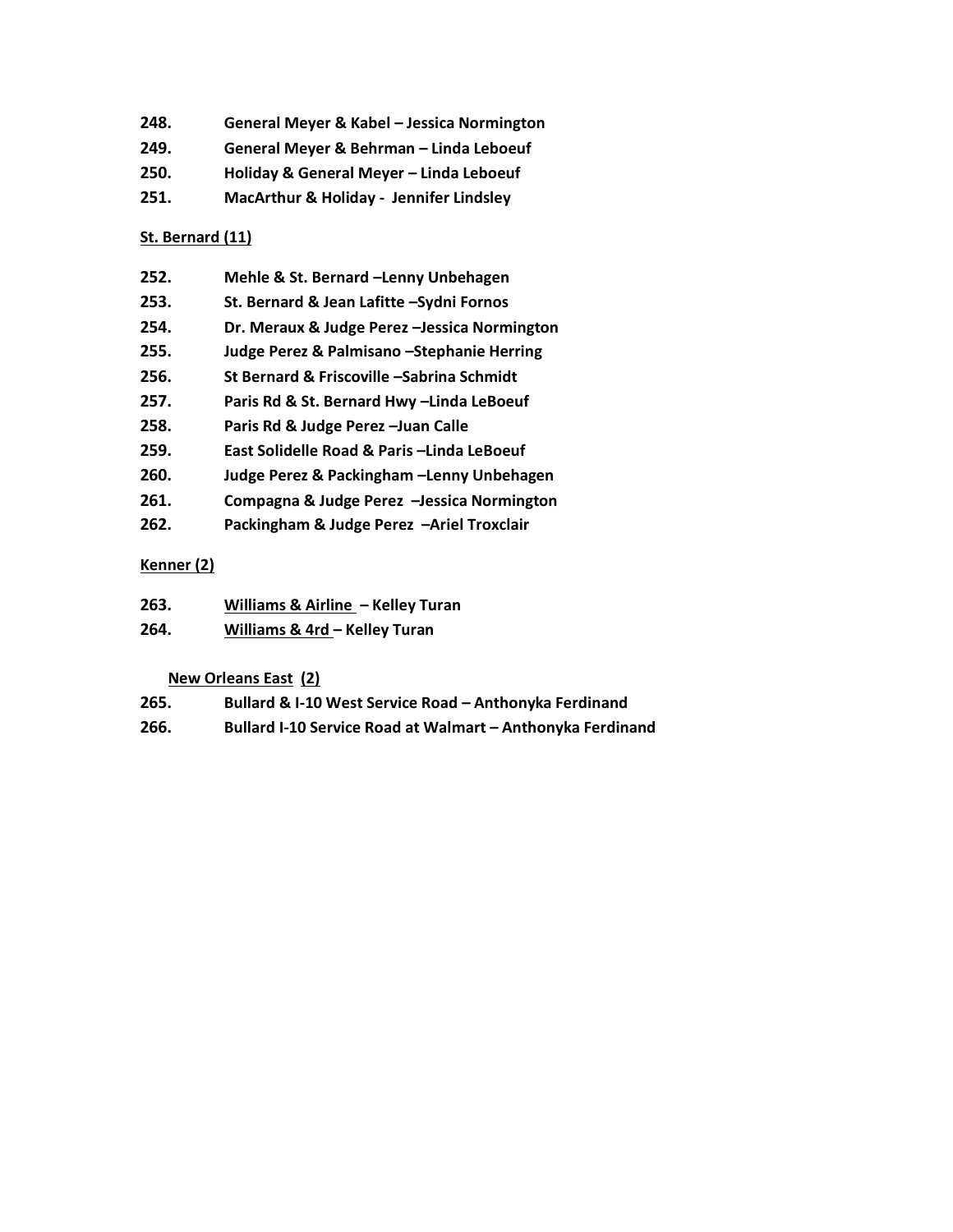**248. General Meyer & Kabel – Jessica Normington**

**249. General Meyer & Behrman – Linda Leboeuf**

**250. Holiday & General Meyer – Linda Leboeuf**

**251. MacArthur & Holiday - Jennifer Lindsley**

**<u>St. Bernard (11)</u>**

**252. Mehle & St. Bernard –Lenny Unbehagen**

**253. St. Bernard & Jean Lafitte –Sydni Fornos**

**254. Dr. Meraux & Judge Perez –Jessica Normington**

**255. Judge Perez & Palmisano –Stephanie Herring**

**256. St Bernard & Friscoville –Sabrina Schmidt**

**257. Paris Rd & St. Bernard Hwy –Linda LeBoeuf**

**258. Paris Rd & Judge Perez –Juan Calle**

**259. East Solidelle Road & Paris –Linda LeBoeuf**

**260. Judge Perez & Packingham –Lenny Unbehagen**

**261. Compagna & Judge Perez –Jessica Normington**

**262. Packingham & Judge Perez –Ariel Troxclair**

**<u>Kenner (2)</u>**

**263. <u>Williams & Airline</u> – Kelley Turan**

**264. <u>Williams & 4rd</u> – Kelley Turan**

**<u>New Orleans East (2)</u>**

**265. Bullard & I-10 West Service Road – Anthonyka Ferdinand**

**266. Bullard I-10 Service Road at Walmart – Anthonyka Ferdinand**